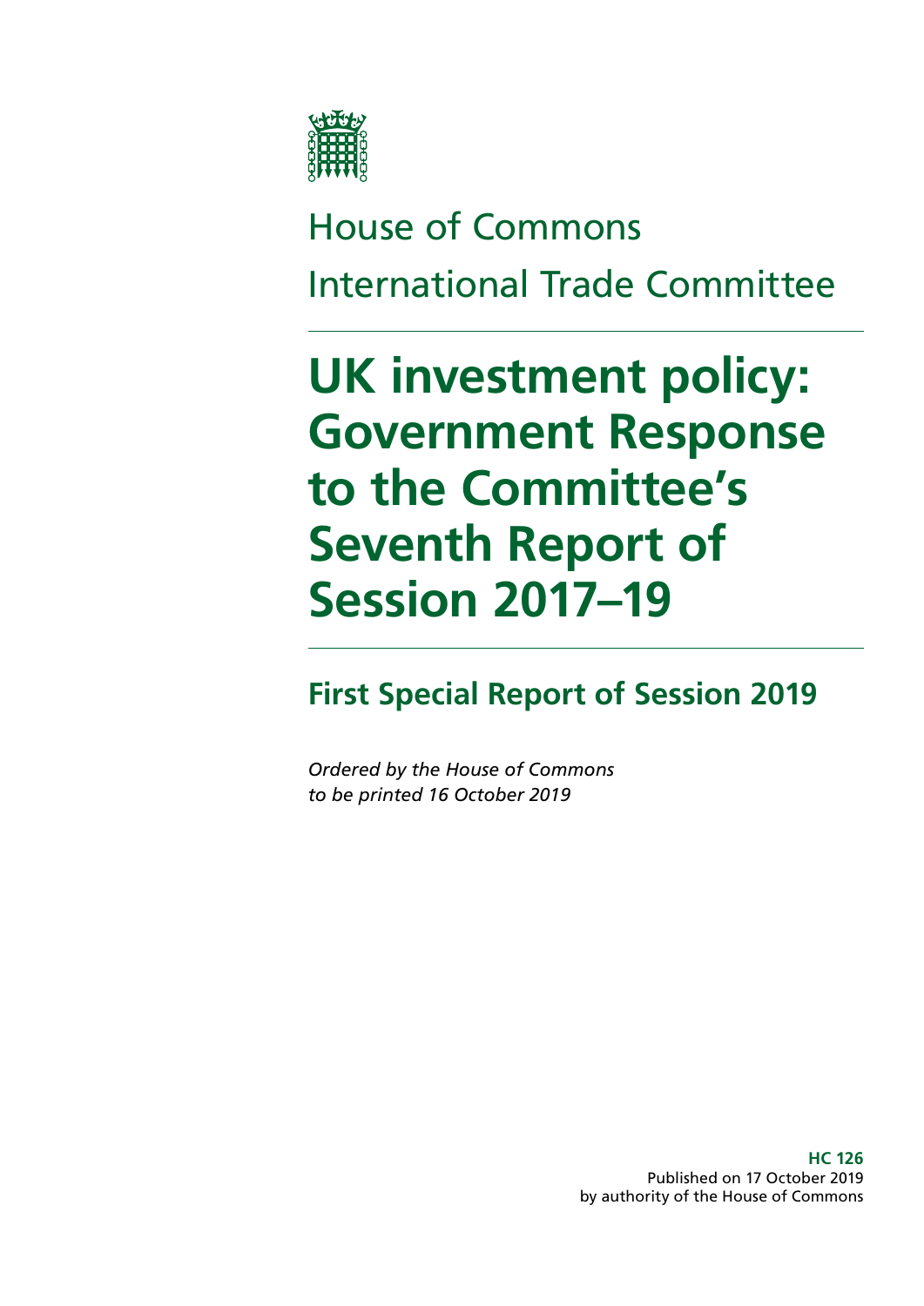House of Commons

International Trade Committee

# UK investment policy: Government Response to the Committee's Seventh Report of Session 2017–19

## First Special Report of Session 2019

*Ordered by the House of Commons to be printed 16 October 2019*

**HC 126**
Published on 17 October 2019
by authority of the House of Commons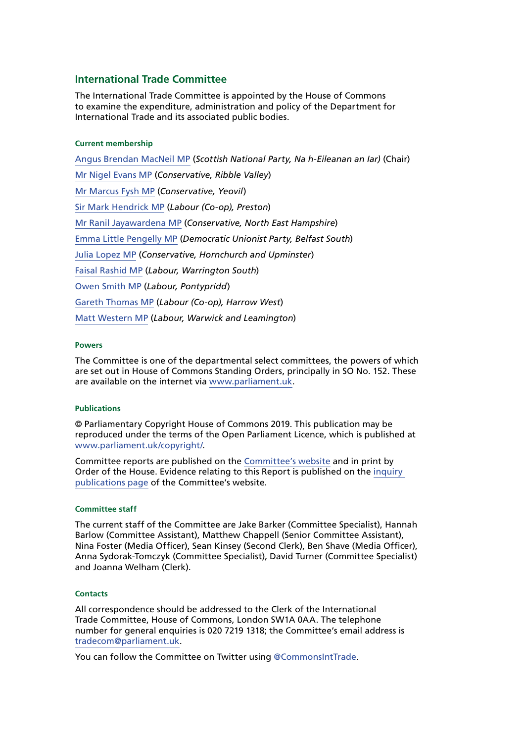## International Trade Committee

The International Trade Committee is appointed by the House of Commons to examine the expenditure, administration and policy of the Department for International Trade and its associated public bodies.

### Current membership

Angus Brendan MacNeil MP (*Scottish National Party, Na h-Eileanan an Iar)* (Chair)

Mr Nigel Evans MP (*Conservative, Ribble Valley*)

Mr Marcus Fysh MP (*Conservative, Yeovil*)

Sir Mark Hendrick MP (*Labour (Co-op), Preston*)

Mr Ranil Jayawardena MP (*Conservative, North East Hampshire*)

Emma Little Pengelly MP (*Democratic Unionist Party, Belfast South*)

Julia Lopez MP (*Conservative, Hornchurch and Upminster*)

Faisal Rashid MP (*Labour, Warrington South*)

Owen Smith MP (*Labour, Pontypridd*)

Gareth Thomas MP (*Labour (Co-op), Harrow West*)

Matt Western MP (*Labour, Warwick and Leamington*)

### Powers

The Committee is one of the departmental select committees, the powers of which are set out in House of Commons Standing Orders, principally in SO No. 152. These are available on the internet via www.parliament.uk.

### Publications

© Parliamentary Copyright House of Commons 2019. This publication may be reproduced under the terms of the Open Parliament Licence, which is published at www.parliament.uk/copyright/.

Committee reports are published on the Committee's website and in print by Order of the House. Evidence relating to this Report is published on the inquiry publications page of the Committee's website.

### Committee staff

The current staff of the Committee are Jake Barker (Committee Specialist), Hannah Barlow (Committee Assistant), Matthew Chappell (Senior Committee Assistant), Nina Foster (Media Officer), Sean Kinsey (Second Clerk), Ben Shave (Media Officer), Anna Sydorak-Tomczyk (Committee Specialist), David Turner (Committee Specialist) and Joanna Welham (Clerk).

### Contacts

All correspondence should be addressed to the Clerk of the International Trade Committee, House of Commons, London SW1A 0AA. The telephone number for general enquiries is 020 7219 1318; the Committee's email address is tradecom@parliament.uk.

You can follow the Committee on Twitter using @CommonsIntTrade.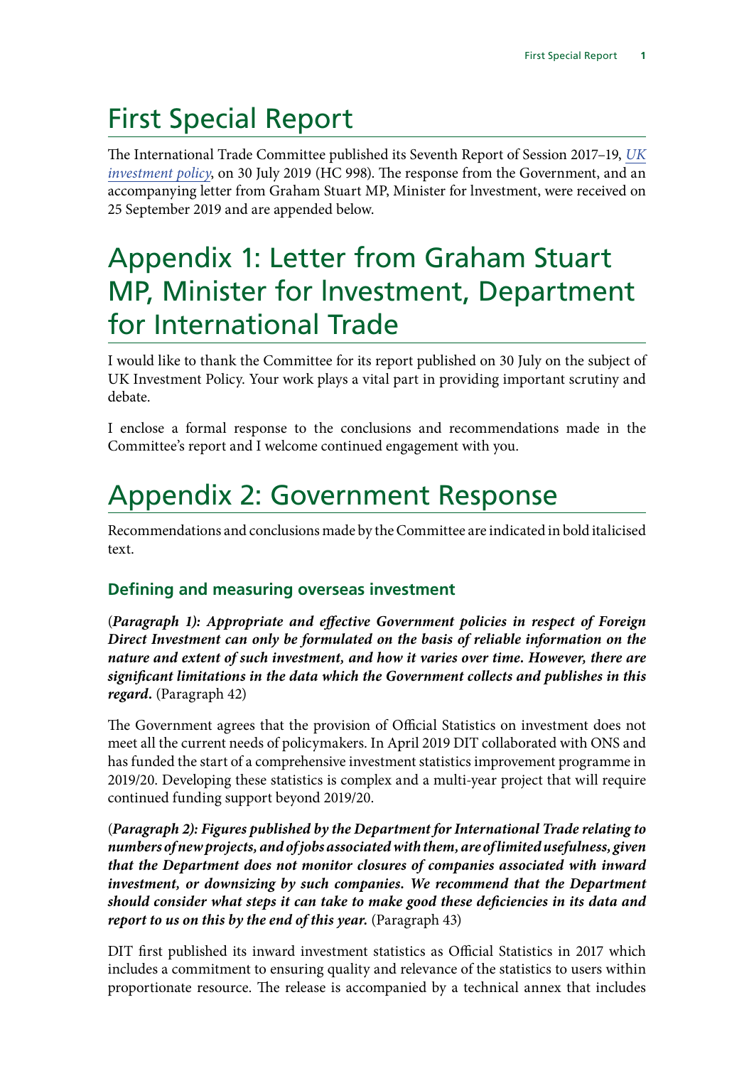# First Special Report

The International Trade Committee published its Seventh Report of Session 2017–19, *UK investment policy*, on 30 July 2019 (HC 998). The response from the Government, and an accompanying letter from Graham Stuart MP, Minister for lnvestment, were received on 25 September 2019 and are appended below.

# Appendix 1: Letter from Graham Stuart MP, Minister for lnvestment, Department for International Trade

I would like to thank the Committee for its report published on 30 July on the subject of UK Investment Policy. Your work plays a vital part in providing important scrutiny and debate.

I enclose a formal response to the conclusions and recommendations made in the Committee's report and I welcome continued engagement with you.

# Appendix 2: Government Response

Recommendations and conclusions made by the Committee are indicated in bold italicised text.

### Defining and measuring overseas investment

(***Paragraph 1): Appropriate and effective Government policies in respect of Foreign Direct Investment can only be formulated on the basis of reliable information on the nature and extent of such investment, and how it varies over time. However, there are significant limitations in the data which the Government collects and publishes in this regard.*** (Paragraph 42)

The Government agrees that the provision of Official Statistics on investment does not meet all the current needs of policymakers. In April 2019 DIT collaborated with ONS and has funded the start of a comprehensive investment statistics improvement programme in 2019/20. Developing these statistics is complex and a multi-year project that will require continued funding support beyond 2019/20.

(***Paragraph 2): Figures published by the Department for International Trade relating to numbers of new projects, and of jobs associated with them, are of limited usefulness, given that the Department does not monitor closures of companies associated with inward investment, or downsizing by such companies. We recommend that the Department should consider what steps it can take to make good these deficiencies in its data and report to us on this by the end of this year.*** (Paragraph 43)

DIT first published its inward investment statistics as Official Statistics in 2017 which includes a commitment to ensuring quality and relevance of the statistics to users within proportionate resource. The release is accompanied by a technical annex that includes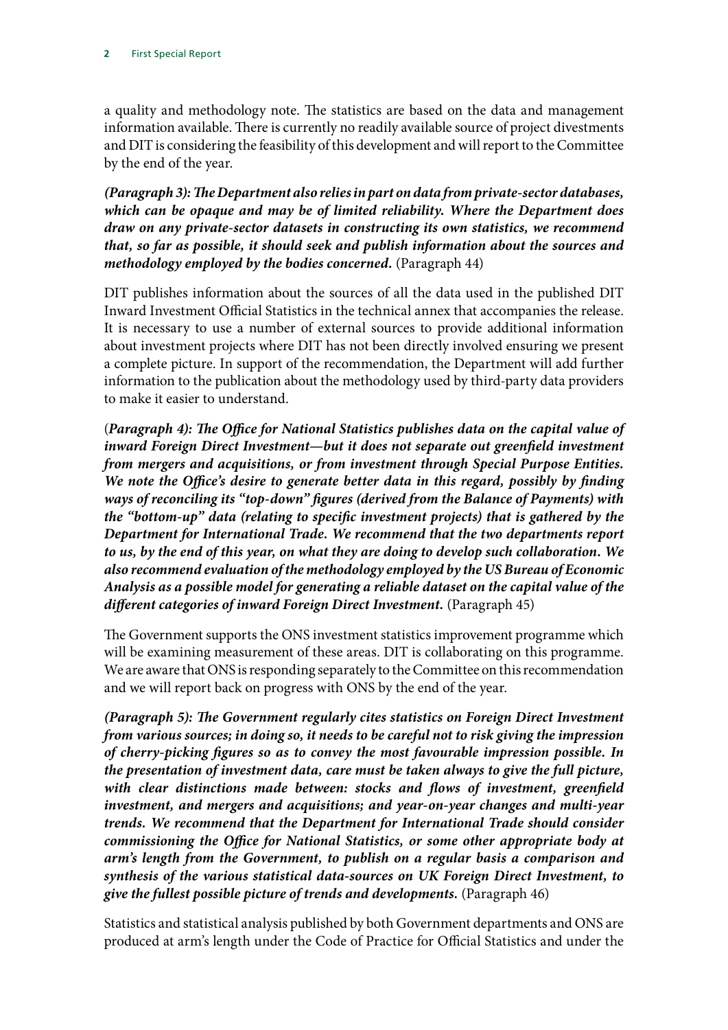a quality and methodology note. The statistics are based on the data and management information available. There is currently no readily available source of project divestments and DIT is considering the feasibility of this development and will report to the Committee by the end of the year.

***(Paragraph 3): The Department also relies in part on data from private-sector databases, which can be opaque and may be of limited reliability. Where the Department does draw on any private-sector datasets in constructing its own statistics, we recommend that, so far as possible, it should seek and publish information about the sources and methodology employed by the bodies concerned.*** (Paragraph 44)

DIT publishes information about the sources of all the data used in the published DIT Inward Investment Official Statistics in the technical annex that accompanies the release. It is necessary to use a number of external sources to provide additional information about investment projects where DIT has not been directly involved ensuring we present a complete picture. In support of the recommendation, the Department will add further information to the publication about the methodology used by third-party data providers to make it easier to understand.

***(Paragraph 4): The Office for National Statistics publishes data on the capital value of inward Foreign Direct Investment—but it does not separate out greenfield investment from mergers and acquisitions, or from investment through Special Purpose Entities. We note the Office's desire to generate better data in this regard, possibly by finding ways of reconciling its "top-down" figures (derived from the Balance of Payments) with the "bottom-up" data (relating to specific investment projects) that is gathered by the Department for International Trade. We recommend that the two departments report to us, by the end of this year, on what they are doing to develop such collaboration. We also recommend evaluation of the methodology employed by the US Bureau of Economic Analysis as a possible model for generating a reliable dataset on the capital value of the different categories of inward Foreign Direct Investment.*** (Paragraph 45)

The Government supports the ONS investment statistics improvement programme which will be examining measurement of these areas. DIT is collaborating on this programme. We are aware that ONS is responding separately to the Committee on this recommendation and we will report back on progress with ONS by the end of the year.

***(Paragraph 5): The Government regularly cites statistics on Foreign Direct Investment from various sources; in doing so, it needs to be careful not to risk giving the impression of cherry-picking figures so as to convey the most favourable impression possible. In the presentation of investment data, care must be taken always to give the full picture, with clear distinctions made between: stocks and flows of investment, greenfield investment, and mergers and acquisitions; and year-on-year changes and multi-year trends. We recommend that the Department for International Trade should consider commissioning the Office for National Statistics, or some other appropriate body at arm's length from the Government, to publish on a regular basis a comparison and synthesis of the various statistical data-sources on UK Foreign Direct Investment, to give the fullest possible picture of trends and developments.*** (Paragraph 46)

Statistics and statistical analysis published by both Government departments and ONS are produced at arm's length under the Code of Practice for Official Statistics and under the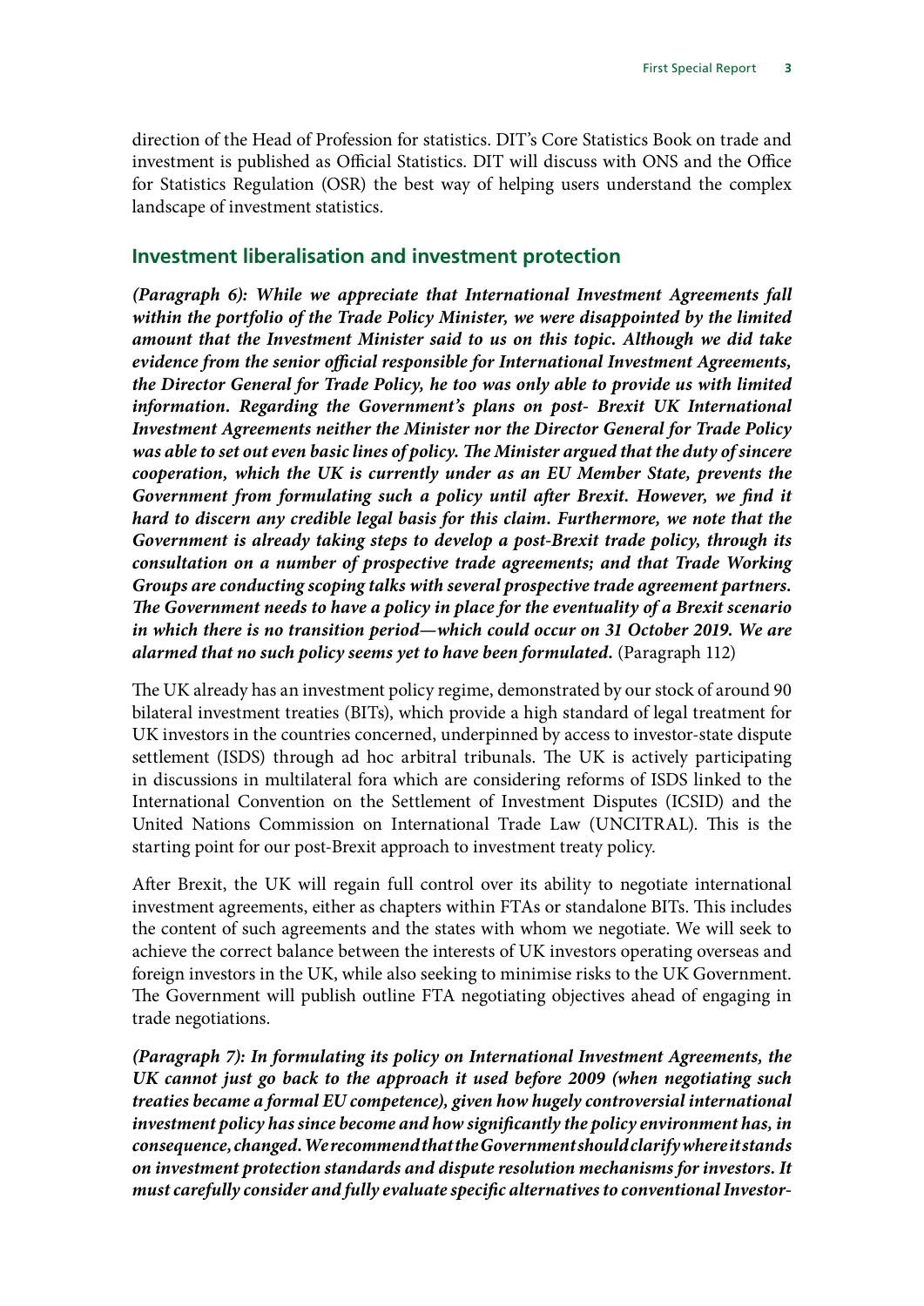direction of the Head of Profession for statistics. DIT's Core Statistics Book on trade and investment is published as Official Statistics. DIT will discuss with ONS and the Office for Statistics Regulation (OSR) the best way of helping users understand the complex landscape of investment statistics.

## Investment liberalisation and investment protection

***(Paragraph 6): While we appreciate that International Investment Agreements fall within the portfolio of the Trade Policy Minister, we were disappointed by the limited amount that the Investment Minister said to us on this topic. Although we did take evidence from the senior official responsible for International Investment Agreements, the Director General for Trade Policy, he too was only able to provide us with limited information. Regarding the Government's plans on post- Brexit UK International Investment Agreements neither the Minister nor the Director General for Trade Policy was able to set out even basic lines of policy. The Minister argued that the duty of sincere cooperation, which the UK is currently under as an EU Member State, prevents the Government from formulating such a policy until after Brexit. However, we find it hard to discern any credible legal basis for this claim. Furthermore, we note that the Government is already taking steps to develop a post-Brexit trade policy, through its consultation on a number of prospective trade agreements; and that Trade Working Groups are conducting scoping talks with several prospective trade agreement partners. The Government needs to have a policy in place for the eventuality of a Brexit scenario in which there is no transition period—which could occur on 31 October 2019. We are alarmed that no such policy seems yet to have been formulated.*** (Paragraph 112)

The UK already has an investment policy regime, demonstrated by our stock of around 90 bilateral investment treaties (BITs), which provide a high standard of legal treatment for UK investors in the countries concerned, underpinned by access to investor-state dispute settlement (ISDS) through ad hoc arbitral tribunals. The UK is actively participating in discussions in multilateral fora which are considering reforms of ISDS linked to the International Convention on the Settlement of Investment Disputes (ICSID) and the United Nations Commission on International Trade Law (UNCITRAL). This is the starting point for our post-Brexit approach to investment treaty policy.

After Brexit, the UK will regain full control over its ability to negotiate international investment agreements, either as chapters within FTAs or standalone BITs. This includes the content of such agreements and the states with whom we negotiate. We will seek to achieve the correct balance between the interests of UK investors operating overseas and foreign investors in the UK, while also seeking to minimise risks to the UK Government. The Government will publish outline FTA negotiating objectives ahead of engaging in trade negotiations.

***(Paragraph 7): In formulating its policy on International Investment Agreements, the UK cannot just go back to the approach it used before 2009 (when negotiating such treaties became a formal EU competence), given how hugely controversial international investment policy has since become and how significantly the policy environment has, in consequence, changed. We recommend that the Government should clarify where it stands on investment protection standards and dispute resolution mechanisms for investors. It must carefully consider and fully evaluate specific alternatives to conventional Investor-***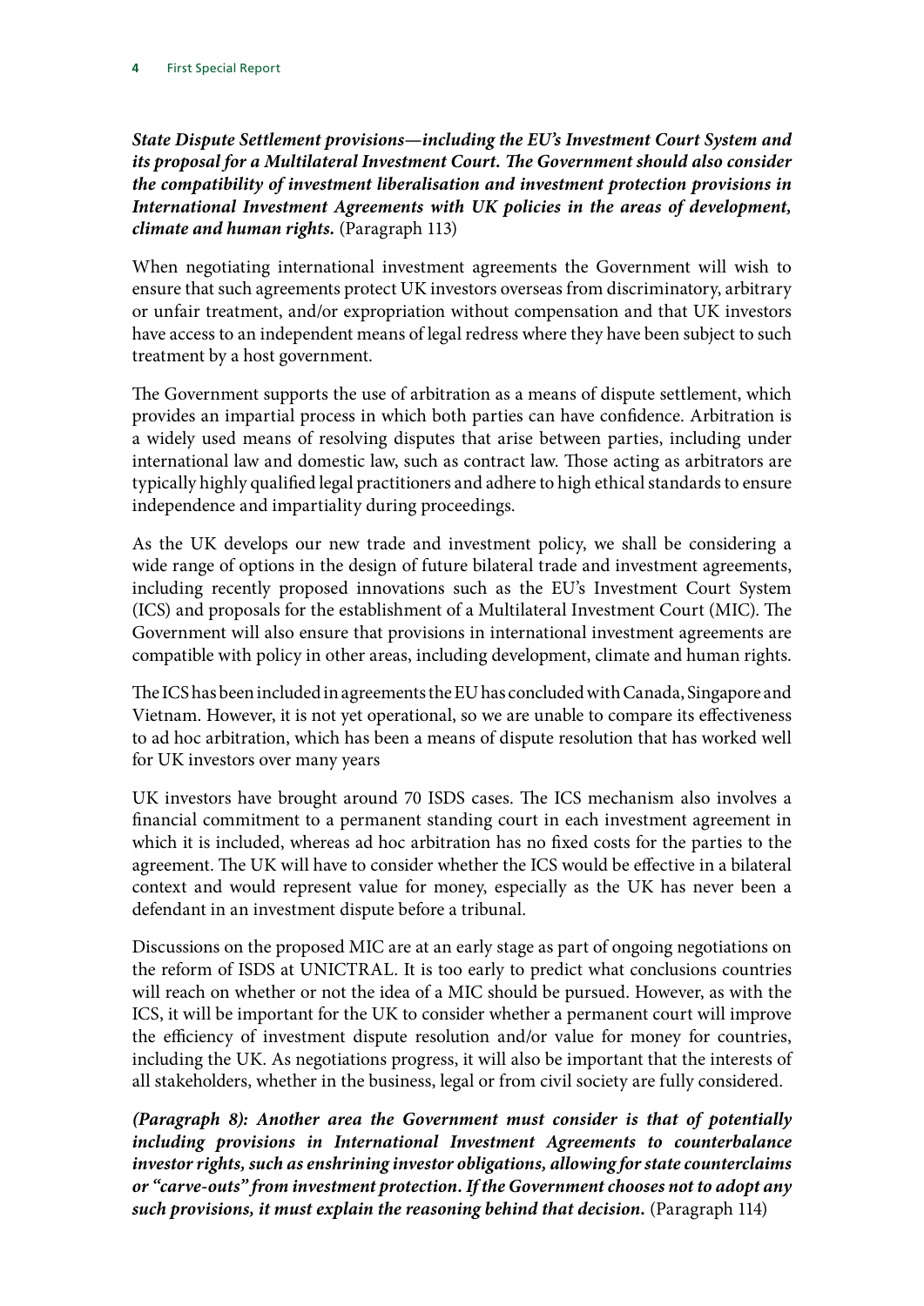***State Dispute Settlement provisions—including the EU's Investment Court System and its proposal for a Multilateral Investment Court. The Government should also consider the compatibility of investment liberalisation and investment protection provisions in International Investment Agreements with UK policies in the areas of development, climate and human rights.*** (Paragraph 113)

When negotiating international investment agreements the Government will wish to ensure that such agreements protect UK investors overseas from discriminatory, arbitrary or unfair treatment, and/or expropriation without compensation and that UK investors have access to an independent means of legal redress where they have been subject to such treatment by a host government.

The Government supports the use of arbitration as a means of dispute settlement, which provides an impartial process in which both parties can have confidence. Arbitration is a widely used means of resolving disputes that arise between parties, including under international law and domestic law, such as contract law. Those acting as arbitrators are typically highly qualified legal practitioners and adhere to high ethical standards to ensure independence and impartiality during proceedings.

As the UK develops our new trade and investment policy, we shall be considering a wide range of options in the design of future bilateral trade and investment agreements, including recently proposed innovations such as the EU's Investment Court System (ICS) and proposals for the establishment of a Multilateral Investment Court (MIC). The Government will also ensure that provisions in international investment agreements are compatible with policy in other areas, including development, climate and human rights.

The ICS has been included in agreements the EU has concluded with Canada, Singapore and Vietnam. However, it is not yet operational, so we are unable to compare its effectiveness to ad hoc arbitration, which has been a means of dispute resolution that has worked well for UK investors over many years

UK investors have brought around 70 ISDS cases. The ICS mechanism also involves a financial commitment to a permanent standing court in each investment agreement in which it is included, whereas ad hoc arbitration has no fixed costs for the parties to the agreement. The UK will have to consider whether the ICS would be effective in a bilateral context and would represent value for money, especially as the UK has never been a defendant in an investment dispute before a tribunal.

Discussions on the proposed MIC are at an early stage as part of ongoing negotiations on the reform of ISDS at UNICTRAL. It is too early to predict what conclusions countries will reach on whether or not the idea of a MIC should be pursued. However, as with the ICS, it will be important for the UK to consider whether a permanent court will improve the efficiency of investment dispute resolution and/or value for money for countries, including the UK. As negotiations progress, it will also be important that the interests of all stakeholders, whether in the business, legal or from civil society are fully considered.

***(Paragraph 8): Another area the Government must consider is that of potentially including provisions in International Investment Agreements to counterbalance investor rights, such as enshrining investor obligations, allowing for state counterclaims or "carve-outs" from investment protection. If the Government chooses not to adopt any such provisions, it must explain the reasoning behind that decision.*** (Paragraph 114)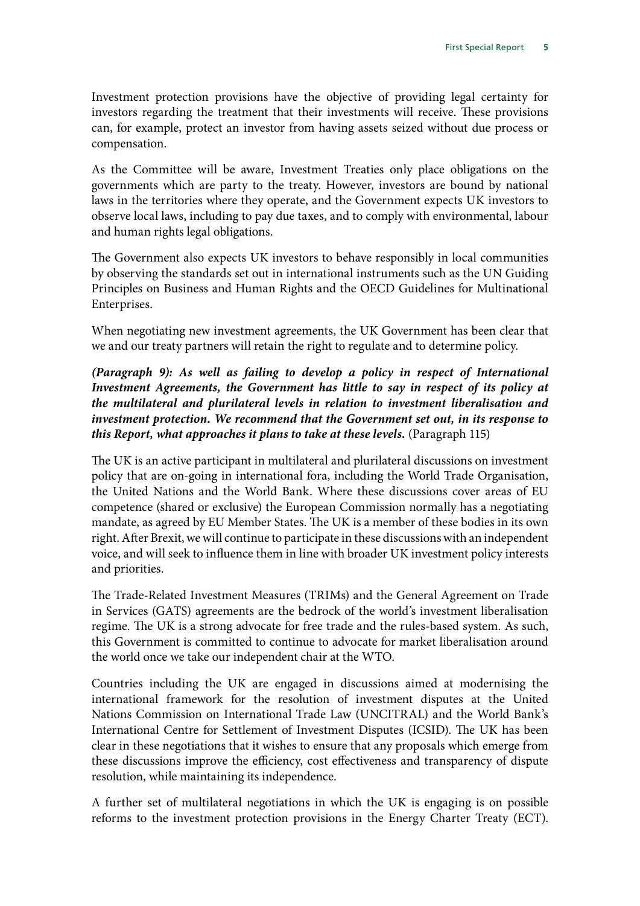Investment protection provisions have the objective of providing legal certainty for investors regarding the treatment that their investments will receive. These provisions can, for example, protect an investor from having assets seized without due process or compensation.

As the Committee will be aware, Investment Treaties only place obligations on the governments which are party to the treaty. However, investors are bound by national laws in the territories where they operate, and the Government expects UK investors to observe local laws, including to pay due taxes, and to comply with environmental, labour and human rights legal obligations.

The Government also expects UK investors to behave responsibly in local communities by observing the standards set out in international instruments such as the UN Guiding Principles on Business and Human Rights and the OECD Guidelines for Multinational Enterprises.

When negotiating new investment agreements, the UK Government has been clear that we and our treaty partners will retain the right to regulate and to determine policy.

***(Paragraph 9): As well as failing to develop a policy in respect of International Investment Agreements, the Government has little to say in respect of its policy at the multilateral and plurilateral levels in relation to investment liberalisation and investment protection. We recommend that the Government set out, in its response to this Report, what approaches it plans to take at these levels.*** (Paragraph 115)

The UK is an active participant in multilateral and plurilateral discussions on investment policy that are on-going in international fora, including the World Trade Organisation, the United Nations and the World Bank. Where these discussions cover areas of EU competence (shared or exclusive) the European Commission normally has a negotiating mandate, as agreed by EU Member States. The UK is a member of these bodies in its own right. After Brexit, we will continue to participate in these discussions with an independent voice, and will seek to influence them in line with broader UK investment policy interests and priorities.

The Trade-Related Investment Measures (TRIMs) and the General Agreement on Trade in Services (GATS) agreements are the bedrock of the world's investment liberalisation regime. The UK is a strong advocate for free trade and the rules-based system. As such, this Government is committed to continue to advocate for market liberalisation around the world once we take our independent chair at the WTO.

Countries including the UK are engaged in discussions aimed at modernising the international framework for the resolution of investment disputes at the United Nations Commission on International Trade Law (UNCITRAL) and the World Bank's International Centre for Settlement of Investment Disputes (ICSID). The UK has been clear in these negotiations that it wishes to ensure that any proposals which emerge from these discussions improve the efficiency, cost effectiveness and transparency of dispute resolution, while maintaining its independence.

A further set of multilateral negotiations in which the UK is engaging is on possible reforms to the investment protection provisions in the Energy Charter Treaty (ECT).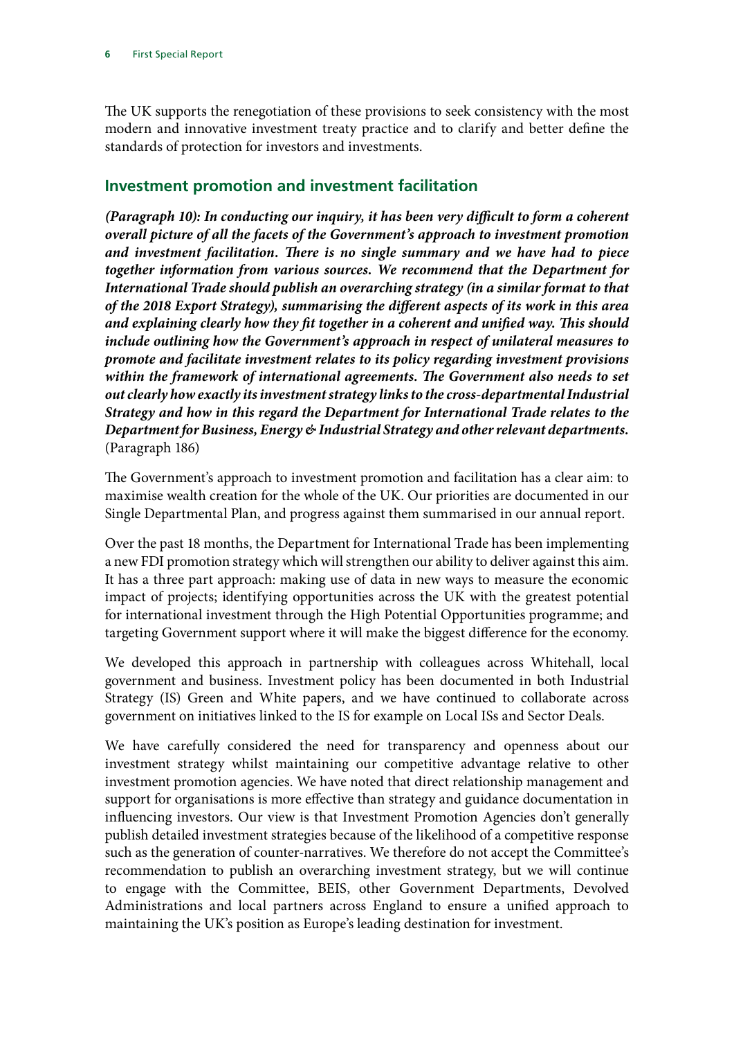The UK supports the renegotiation of these provisions to seek consistency with the most modern and innovative investment treaty practice and to clarify and better define the standards of protection for investors and investments.

## Investment promotion and investment facilitation

***(Paragraph 10): In conducting our inquiry, it has been very difficult to form a coherent overall picture of all the facets of the Government's approach to investment promotion and investment facilitation. There is no single summary and we have had to piece together information from various sources. We recommend that the Department for International Trade should publish an overarching strategy (in a similar format to that of the 2018 Export Strategy), summarising the different aspects of its work in this area and explaining clearly how they fit together in a coherent and unified way. This should include outlining how the Government's approach in respect of unilateral measures to promote and facilitate investment relates to its policy regarding investment provisions within the framework of international agreements. The Government also needs to set out clearly how exactly its investment strategy links to the cross-departmental Industrial Strategy and how in this regard the Department for International Trade relates to the Department for Business, Energy & Industrial Strategy and other relevant departments.*** (Paragraph 186)

The Government's approach to investment promotion and facilitation has a clear aim: to maximise wealth creation for the whole of the UK. Our priorities are documented in our Single Departmental Plan, and progress against them summarised in our annual report.

Over the past 18 months, the Department for International Trade has been implementing a new FDI promotion strategy which will strengthen our ability to deliver against this aim. It has a three part approach: making use of data in new ways to measure the economic impact of projects; identifying opportunities across the UK with the greatest potential for international investment through the High Potential Opportunities programme; and targeting Government support where it will make the biggest difference for the economy.

We developed this approach in partnership with colleagues across Whitehall, local government and business. Investment policy has been documented in both Industrial Strategy (IS) Green and White papers, and we have continued to collaborate across government on initiatives linked to the IS for example on Local ISs and Sector Deals.

We have carefully considered the need for transparency and openness about our investment strategy whilst maintaining our competitive advantage relative to other investment promotion agencies. We have noted that direct relationship management and support for organisations is more effective than strategy and guidance documentation in influencing investors. Our view is that Investment Promotion Agencies don't generally publish detailed investment strategies because of the likelihood of a competitive response such as the generation of counter-narratives. We therefore do not accept the Committee's recommendation to publish an overarching investment strategy, but we will continue to engage with the Committee, BEIS, other Government Departments, Devolved Administrations and local partners across England to ensure a unified approach to maintaining the UK's position as Europe's leading destination for investment.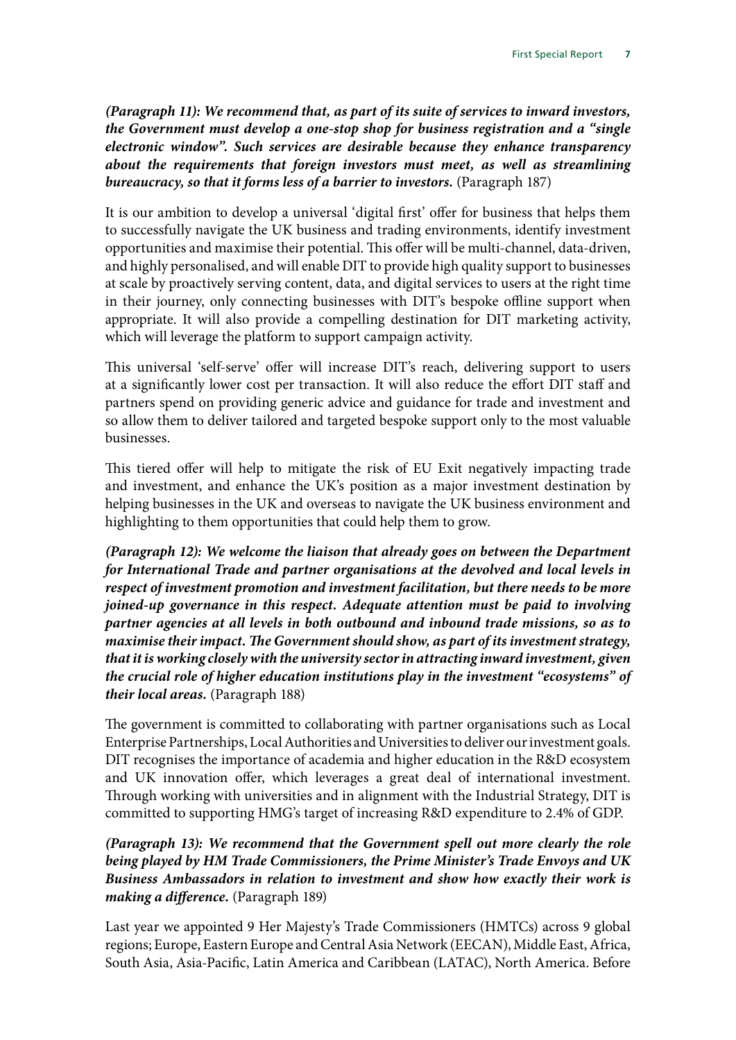***(Paragraph 11): We recommend that, as part of its suite of services to inward investors, the Government must develop a one-stop shop for business registration and a "single electronic window". Such services are desirable because they enhance transparency about the requirements that foreign investors must meet, as well as streamlining bureaucracy, so that it forms less of a barrier to investors.*** (Paragraph 187)

It is our ambition to develop a universal 'digital first' offer for business that helps them to successfully navigate the UK business and trading environments, identify investment opportunities and maximise their potential. This offer will be multi-channel, data-driven, and highly personalised, and will enable DIT to provide high quality support to businesses at scale by proactively serving content, data, and digital services to users at the right time in their journey, only connecting businesses with DIT's bespoke offline support when appropriate. It will also provide a compelling destination for DIT marketing activity, which will leverage the platform to support campaign activity.

This universal 'self-serve' offer will increase DIT's reach, delivering support to users at a significantly lower cost per transaction. It will also reduce the effort DIT staff and partners spend on providing generic advice and guidance for trade and investment and so allow them to deliver tailored and targeted bespoke support only to the most valuable businesses.

This tiered offer will help to mitigate the risk of EU Exit negatively impacting trade and investment, and enhance the UK's position as a major investment destination by helping businesses in the UK and overseas to navigate the UK business environment and highlighting to them opportunities that could help them to grow.

***(Paragraph 12): We welcome the liaison that already goes on between the Department for International Trade and partner organisations at the devolved and local levels in respect of investment promotion and investment facilitation, but there needs to be more joined-up governance in this respect. Adequate attention must be paid to involving partner agencies at all levels in both outbound and inbound trade missions, so as to maximise their impact. The Government should show, as part of its investment strategy, that it is working closely with the university sector in attracting inward investment, given the crucial role of higher education institutions play in the investment "ecosystems" of their local areas.*** (Paragraph 188)

The government is committed to collaborating with partner organisations such as Local Enterprise Partnerships, Local Authorities and Universities to deliver our investment goals. DIT recognises the importance of academia and higher education in the R&D ecosystem and UK innovation offer, which leverages a great deal of international investment. Through working with universities and in alignment with the Industrial Strategy, DIT is committed to supporting HMG's target of increasing R&D expenditure to 2.4% of GDP.

***(Paragraph 13): We recommend that the Government spell out more clearly the role being played by HM Trade Commissioners, the Prime Minister's Trade Envoys and UK Business Ambassadors in relation to investment and show how exactly their work is making a difference.*** (Paragraph 189)

Last year we appointed 9 Her Majesty's Trade Commissioners (HMTCs) across 9 global regions; Europe, Eastern Europe and Central Asia Network (EECAN), Middle East, Africa, South Asia, Asia-Pacific, Latin America and Caribbean (LATAC), North America. Before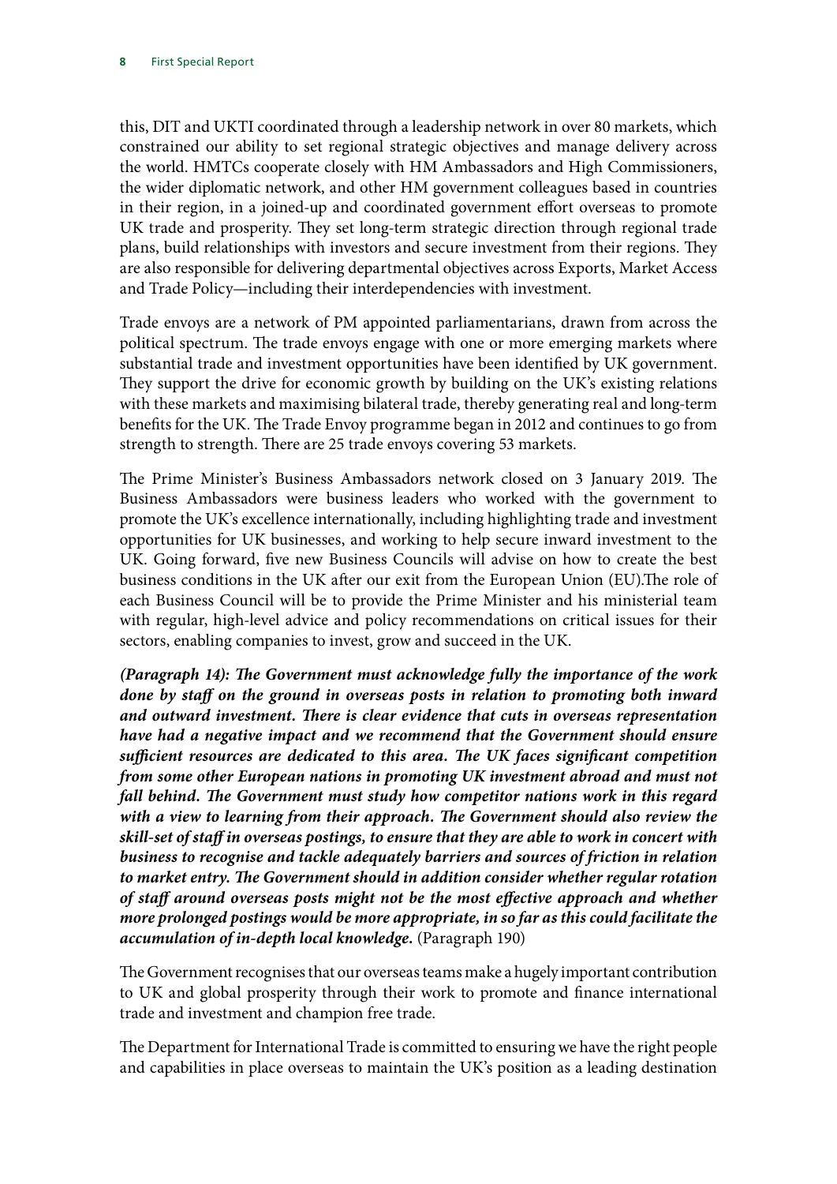this, DIT and UKTI coordinated through a leadership network in over 80 markets, which constrained our ability to set regional strategic objectives and manage delivery across the world. HMTCs cooperate closely with HM Ambassadors and High Commissioners, the wider diplomatic network, and other HM government colleagues based in countries in their region, in a joined-up and coordinated government effort overseas to promote UK trade and prosperity. They set long-term strategic direction through regional trade plans, build relationships with investors and secure investment from their regions. They are also responsible for delivering departmental objectives across Exports, Market Access and Trade Policy—including their interdependencies with investment.

Trade envoys are a network of PM appointed parliamentarians, drawn from across the political spectrum. The trade envoys engage with one or more emerging markets where substantial trade and investment opportunities have been identified by UK government. They support the drive for economic growth by building on the UK's existing relations with these markets and maximising bilateral trade, thereby generating real and long-term benefits for the UK. The Trade Envoy programme began in 2012 and continues to go from strength to strength. There are 25 trade envoys covering 53 markets.

The Prime Minister's Business Ambassadors network closed on 3 January 2019. The Business Ambassadors were business leaders who worked with the government to promote the UK's excellence internationally, including highlighting trade and investment opportunities for UK businesses, and working to help secure inward investment to the UK. Going forward, five new Business Councils will advise on how to create the best business conditions in the UK after our exit from the European Union (EU).The role of each Business Council will be to provide the Prime Minister and his ministerial team with regular, high-level advice and policy recommendations on critical issues for their sectors, enabling companies to invest, grow and succeed in the UK.

***(Paragraph 14): The Government must acknowledge fully the importance of the work done by staff on the ground in overseas posts in relation to promoting both inward and outward investment. There is clear evidence that cuts in overseas representation have had a negative impact and we recommend that the Government should ensure sufficient resources are dedicated to this area. The UK faces significant competition from some other European nations in promoting UK investment abroad and must not fall behind. The Government must study how competitor nations work in this regard with a view to learning from their approach. The Government should also review the skill-set of staff in overseas postings, to ensure that they are able to work in concert with business to recognise and tackle adequately barriers and sources of friction in relation to market entry. The Government should in addition consider whether regular rotation of staff around overseas posts might not be the most effective approach and whether more prolonged postings would be more appropriate, in so far as this could facilitate the accumulation of in-depth local knowledge.*** (Paragraph 190)

The Government recognises that our overseas teams make a hugely important contribution to UK and global prosperity through their work to promote and finance international trade and investment and champion free trade.

The Department for International Trade is committed to ensuring we have the right people and capabilities in place overseas to maintain the UK's position as a leading destination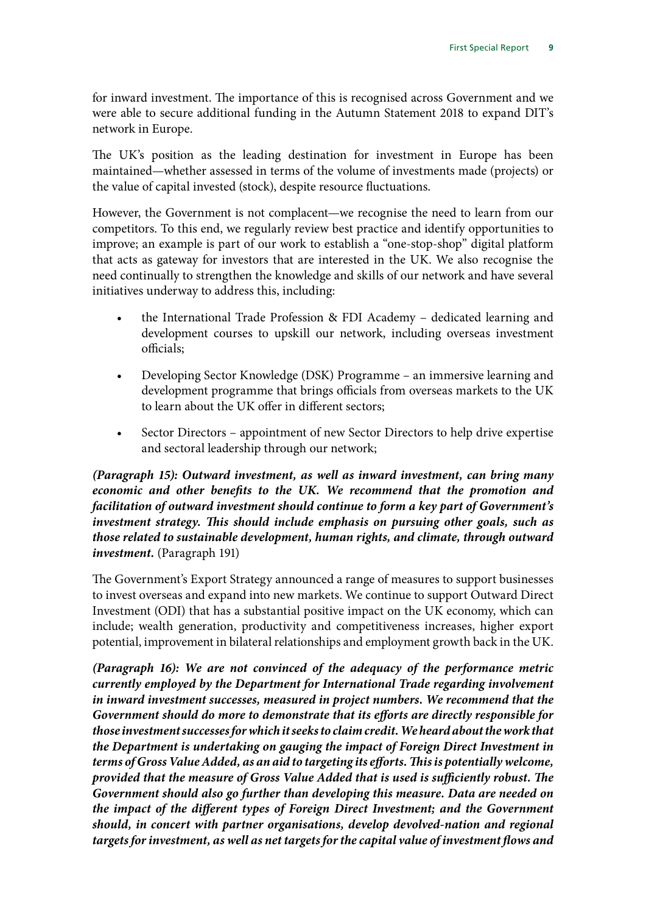for inward investment. The importance of this is recognised across Government and we were able to secure additional funding in the Autumn Statement 2018 to expand DIT's network in Europe.

The UK's position as the leading destination for investment in Europe has been maintained—whether assessed in terms of the volume of investments made (projects) or the value of capital invested (stock), despite resource fluctuations.

However, the Government is not complacent—we recognise the need to learn from our competitors. To this end, we regularly review best practice and identify opportunities to improve; an example is part of our work to establish a "one-stop-shop" digital platform that acts as gateway for investors that are interested in the UK. We also recognise the need continually to strengthen the knowledge and skills of our network and have several initiatives underway to address this, including:

- the International Trade Profession & FDI Academy – dedicated learning and development courses to upskill our network, including overseas investment officials;
- Developing Sector Knowledge (DSK) Programme – an immersive learning and development programme that brings officials from overseas markets to the UK to learn about the UK offer in different sectors;
- Sector Directors – appointment of new Sector Directors to help drive expertise and sectoral leadership through our network;

***(Paragraph 15): Outward investment, as well as inward investment, can bring many economic and other benefits to the UK. We recommend that the promotion and facilitation of outward investment should continue to form a key part of Government's investment strategy. This should include emphasis on pursuing other goals, such as those related to sustainable development, human rights, and climate, through outward investment.*** (Paragraph 191)

The Government's Export Strategy announced a range of measures to support businesses to invest overseas and expand into new markets. We continue to support Outward Direct Investment (ODI) that has a substantial positive impact on the UK economy, which can include; wealth generation, productivity and competitiveness increases, higher export potential, improvement in bilateral relationships and employment growth back in the UK.

***(Paragraph 16): We are not convinced of the adequacy of the performance metric currently employed by the Department for International Trade regarding involvement in inward investment successes, measured in project numbers. We recommend that the Government should do more to demonstrate that its efforts are directly responsible for those investment successes for which it seeks to claim credit. We heard about the work that the Department is undertaking on gauging the impact of Foreign Direct Investment in terms of Gross Value Added, as an aid to targeting its efforts. This is potentially welcome, provided that the measure of Gross Value Added that is used is sufficiently robust. The Government should also go further than developing this measure. Data are needed on the impact of the different types of Foreign Direct Investment; and the Government should, in concert with partner organisations, develop devolved-nation and regional targets for investment, as well as net targets for the capital value of investment flows and***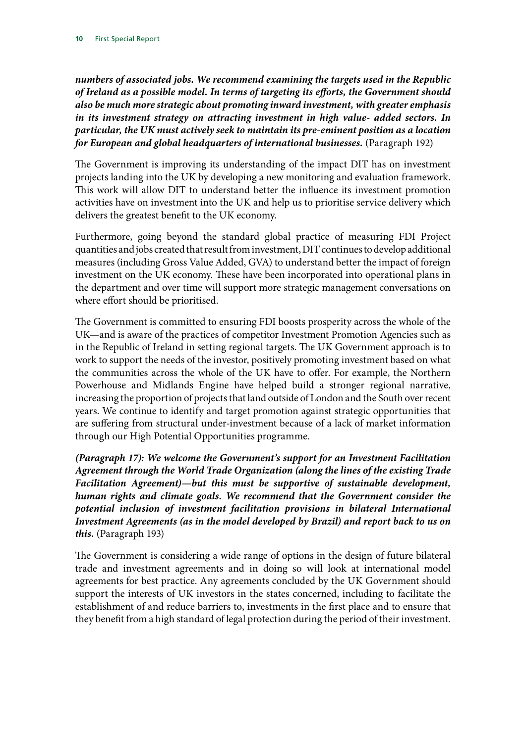***numbers of associated jobs. We recommend examining the targets used in the Republic of Ireland as a possible model. In terms of targeting its efforts, the Government should also be much more strategic about promoting inward investment, with greater emphasis in its investment strategy on attracting investment in high value- added sectors. In particular, the UK must actively seek to maintain its pre-eminent position as a location for European and global headquarters of international businesses.*** (Paragraph 192)

The Government is improving its understanding of the impact DIT has on investment projects landing into the UK by developing a new monitoring and evaluation framework. This work will allow DIT to understand better the influence its investment promotion activities have on investment into the UK and help us to prioritise service delivery which delivers the greatest benefit to the UK economy.

Furthermore, going beyond the standard global practice of measuring FDI Project quantities and jobs created that result from investment, DIT continues to develop additional measures (including Gross Value Added, GVA) to understand better the impact of foreign investment on the UK economy. These have been incorporated into operational plans in the department and over time will support more strategic management conversations on where effort should be prioritised.

The Government is committed to ensuring FDI boosts prosperity across the whole of the UK—and is aware of the practices of competitor Investment Promotion Agencies such as in the Republic of Ireland in setting regional targets. The UK Government approach is to work to support the needs of the investor, positively promoting investment based on what the communities across the whole of the UK have to offer. For example, the Northern Powerhouse and Midlands Engine have helped build a stronger regional narrative, increasing the proportion of projects that land outside of London and the South over recent years. We continue to identify and target promotion against strategic opportunities that are suffering from structural under-investment because of a lack of market information through our High Potential Opportunities programme.

***(Paragraph 17): We welcome the Government's support for an Investment Facilitation Agreement through the World Trade Organization (along the lines of the existing Trade Facilitation Agreement)—but this must be supportive of sustainable development, human rights and climate goals. We recommend that the Government consider the potential inclusion of investment facilitation provisions in bilateral International Investment Agreements (as in the model developed by Brazil) and report back to us on this.*** (Paragraph 193)

The Government is considering a wide range of options in the design of future bilateral trade and investment agreements and in doing so will look at international model agreements for best practice. Any agreements concluded by the UK Government should support the interests of UK investors in the states concerned, including to facilitate the establishment of and reduce barriers to, investments in the first place and to ensure that they benefit from a high standard of legal protection during the period of their investment.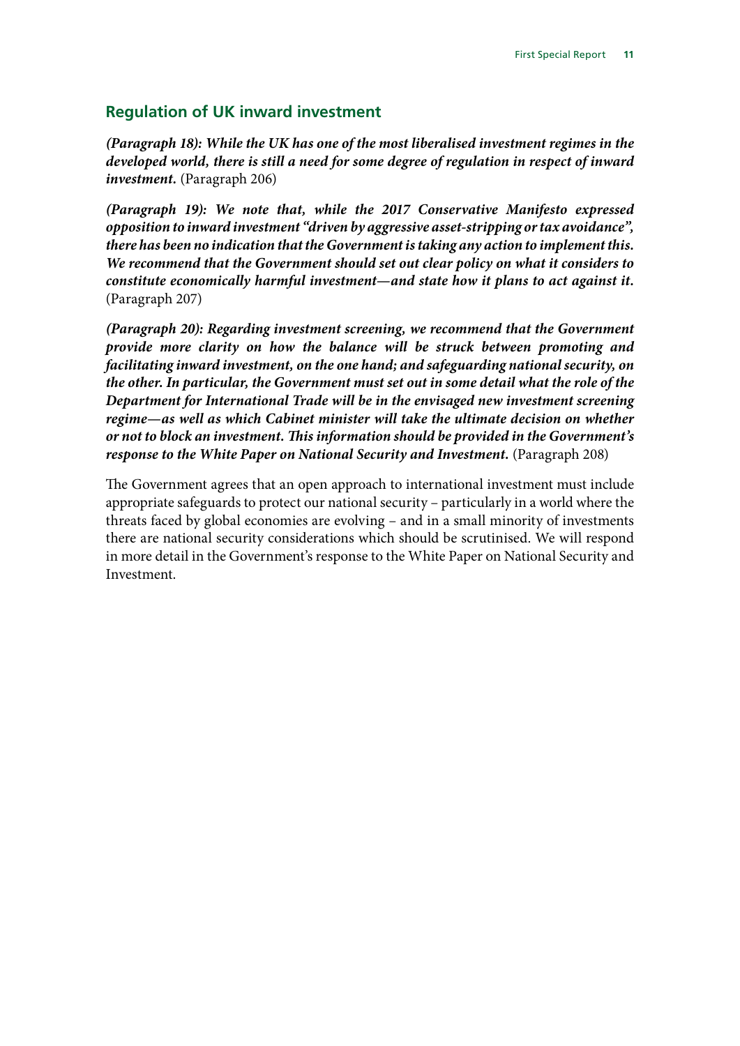## Regulation of UK inward investment

***(Paragraph 18): While the UK has one of the most liberalised investment regimes in the developed world, there is still a need for some degree of regulation in respect of inward investment.*** (Paragraph 206)

***(Paragraph 19): We note that, while the 2017 Conservative Manifesto expressed opposition to inward investment "driven by aggressive asset-stripping or tax avoidance", there has been no indication that the Government is taking any action to implement this. We recommend that the Government should set out clear policy on what it considers to constitute economically harmful investment—and state how it plans to act against it.*** (Paragraph 207)

***(Paragraph 20): Regarding investment screening, we recommend that the Government provide more clarity on how the balance will be struck between promoting and facilitating inward investment, on the one hand; and safeguarding national security, on the other. In particular, the Government must set out in some detail what the role of the Department for International Trade will be in the envisaged new investment screening regime—as well as which Cabinet minister will take the ultimate decision on whether or not to block an investment. This information should be provided in the Government's response to the White Paper on National Security and Investment.*** (Paragraph 208)

The Government agrees that an open approach to international investment must include appropriate safeguards to protect our national security – particularly in a world where the threats faced by global economies are evolving – and in a small minority of investments there are national security considerations which should be scrutinised. We will respond in more detail in the Government's response to the White Paper on National Security and Investment.